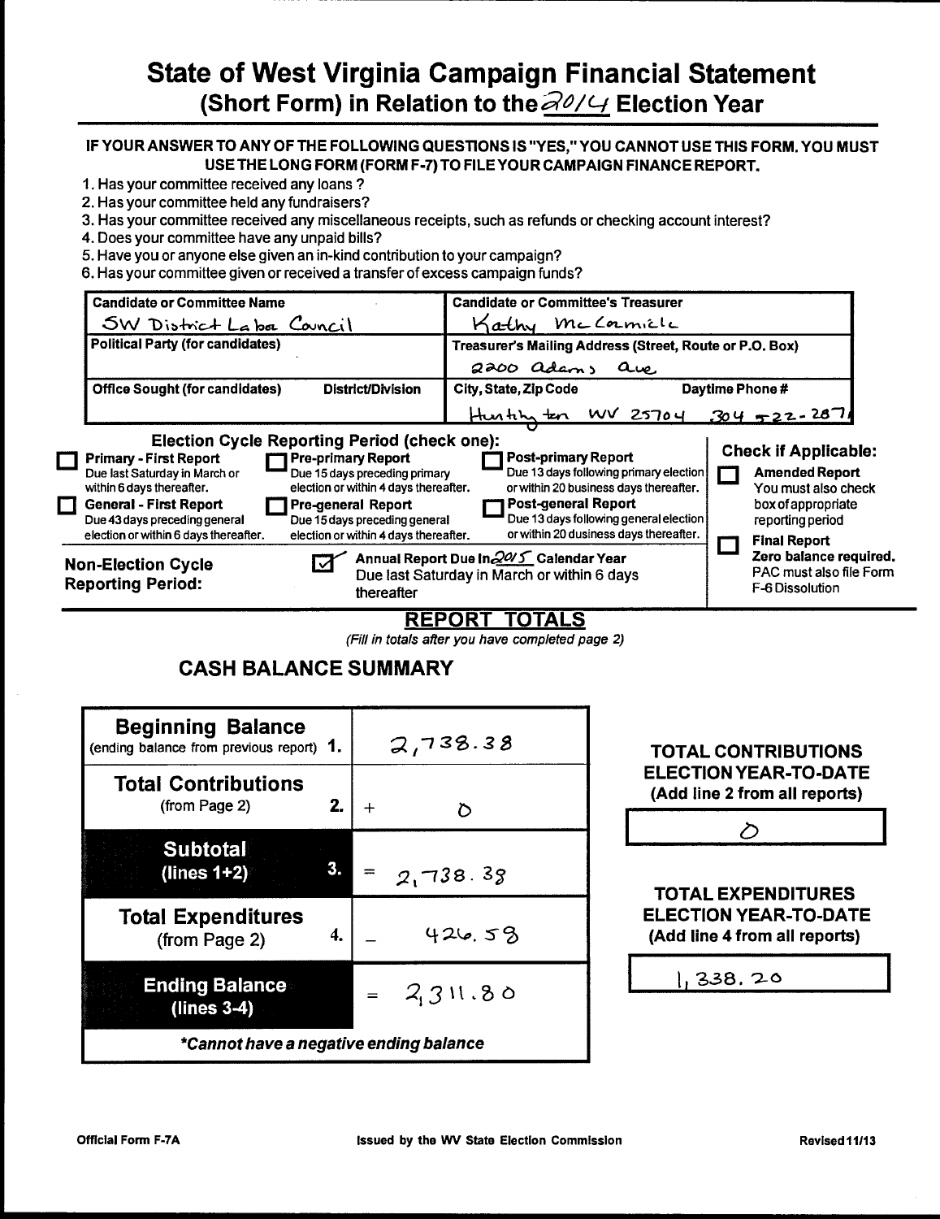# State of West Virginia Campaign Financial Statement (Short Form) in Relation to the 2014 Election Year

**IF YOUR ANSWER TO ANY OF THE FOLLOWING QUESTIONS IS "YES," YOU CANNOT USE THIS FORM. YOU MUST USE THE LONG FORM (FORM F-7) TO FILE YOUR CAMPAIGN FINANCE REPORT.**

1. Has your committee received any loans ?
2. Has your committee held any fundraisers?
3. Has your committee received any miscellaneous receipts, such as refunds or checking account interest?
4. Does your committee have any unpaid bills?
5. Have you or anyone else given an in-kind contribution to your campaign?
6. Has your committee given or received a transfer of excess campaign funds?

| Candidate or Committee Name | | Candidate or Committee's Treasurer | |
|---|---|---|---|
| SW District Labor Council | | Kathy McCormick | |
| **Political Party (for candidates)** | | **Treasurer's Mailing Address (Street, Route or P.O. Box)** | |
| | | 2200 Adams Ave | |
| **Office Sought (for candidates)** | **District/Division** | **City, State, Zip Code** | **Daytime Phone #** |
| | | Huntington WV 25704 | 304 522-2871 |

**Election Cycle Reporting Period (check one):**

- ☐ **Primary - First Report** Due last Saturday in March or within 6 days thereafter.
- ☐ **General - First Report** Due 43 days preceding general election or within 6 days thereafter.
- ☐ **Pre-primary Report** Due 15 days preceding primary election or within 4 days thereafter.
- ☐ **Pre-general Report** Due 15 days preceding general election or within 4 days thereafter.
- ☐ **Post-primary Report** Due 13 days following primary election or within 20 business days thereafter.
- ☐ **Post-general Report** Due 13 days following general election or within 20 business days thereafter.

**Non-Election Cycle Reporting Period:**

- ☑ Annual Report Due In 2015 Calendar Year. Due last Saturday in March or within 6 days thereafter

**Check if Applicable:**

- ☐ **Amended Report** You must also check box of appropriate reporting period
- ☐ **Final Report** **Zero balance required.** PAC must also file Form F-6 Dissolution

## REPORT TOTALS

*(Fill in totals after you have completed page 2)*

## CASH BALANCE SUMMARY

| | | |
|---|---|---|
| **Beginning Balance** (ending balance from previous report) | **1.** | 2,738.38 |
| **Total Contributions** (from Page 2) | **2.** | + 0 |
| **Subtotal** (lines 1+2) | **3.** | = 2,738.38 |
| **Total Expenditures** (from Page 2) | **4.** | − 426.58 |
| **Ending Balance** (lines 3-4) | | = 2,311.80 |

***Cannot have a negative ending balance**

**TOTAL CONTRIBUTIONS ELECTION YEAR-TO-DATE (Add line 2 from all reports)**

0

**TOTAL EXPENDITURES ELECTION YEAR-TO-DATE (Add line 4 from all reports)**

1,338.20

Official Form F-7A | Issued by the WV State Election Commission | Revised 11/13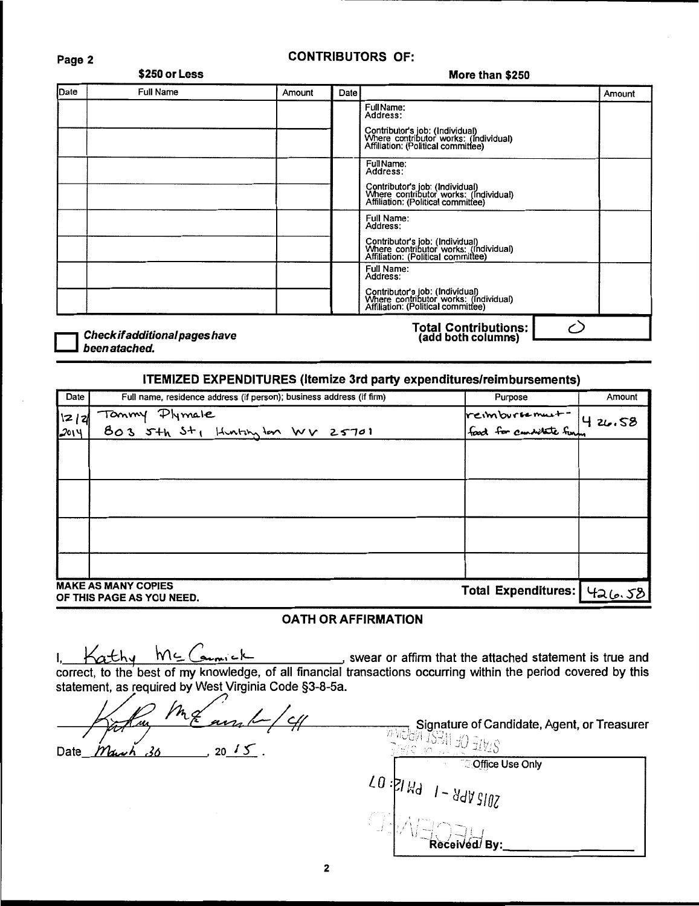## CONTRIBUTORS OF:

| $250 or Less | | | More than $250 | | |
|---|---|---|---|---|---|
| Date | Full Name | Amount | Date | | Amount |
| | | | | Full Name: Address: Contributor's job: (Individual) Where contributor works: (Individual) Affiliation: (Political committee) | |
| | | | | Full Name: Address: Contributor's job: (Individual) Where contributor works: (Individual) Affiliation: (Political committee) | |
| | | | | Full Name: Address: Contributor's job: (Individual) Where contributor works: (Individual) Affiliation: (Political committee) | |
| | | | | Full Name: Address: Contributor's job: (Individual) Where contributor works: (Individual) Affiliation: (Political committee) | |

☐ ***Check if additional pages have been atached.***

**Total Contributions: (add both columns)** 0

## ITEMIZED EXPENDITURES (Itemize 3rd party expenditures/reimbursements)

| Date | Full name, residence address (if person); business address (if firm) | Purpose | Amount |
|---|---|---|---|
| 12/2 2014 | Tommy Plymale 803 5th St, Huntington WV 25701 | reimbursement - food for candidate forum | 426.58 |
| | | | |
| | | | |
| | | | |
| | | | |

**MAKE AS MANY COPIES OF THIS PAGE AS YOU NEED.**

**Total Expenditures:** 426.58

## OATH OR AFFIRMATION

I, Kathy McCormick, swear or affirm that the attached statement is true and correct, to the best of my knowledge, of all financial transactions occurring within the period covered by this statement, as required by West Virginia Code §3-8-5a.

Kathy McCormick / CH
Signature of Candidate, Agent, or Treasurer

Date March 30, 20 15.

| Office Use Only |
|---|
| 2015 APR -1 PM 12:07 |
| Received By: |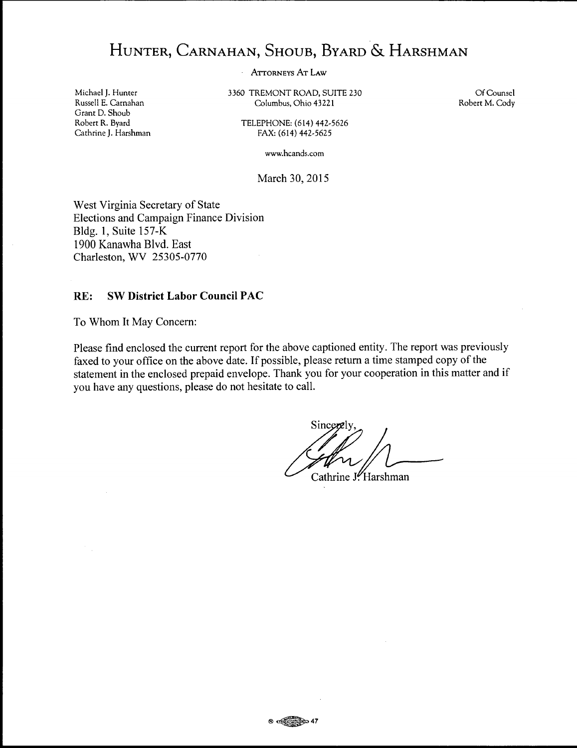# Hunter, Carnahan, Shoub, Byard & Harshman

Attorneys At Law

Michael J. Hunter
Russell E. Carnahan
Grant D. Shoub
Robert R. Byard
Cathrine J. Harshman

3360 TREMONT ROAD, SUITE 230
Columbus, Ohio 43221

TELEPHONE: (614) 442-5626
FAX: (614) 442-5625

www.hcands.com

Of Counsel
Robert M. Cody

March 30, 2015

West Virginia Secretary of State
Elections and Campaign Finance Division
Bldg. 1, Suite 157-K
1900 Kanawha Blvd. East
Charleston, WV 25305-0770

**RE: SW District Labor Council PAC**

To Whom It May Concern:

Please find enclosed the current report for the above captioned entity. The report was previously faxed to your office on the above date. If possible, please return a time stamped copy of the statement in the enclosed prepaid envelope. Thank you for your cooperation in this matter and if you have any questions, please do not hesitate to call.

Sincerely,

Cathrine J. Harshman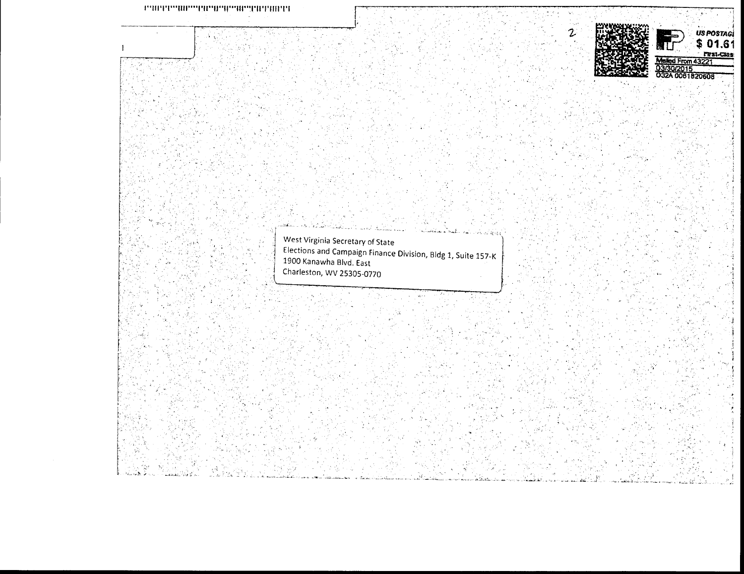2

US POSTAGE
$ 01.61
First-Class
Mailed From 43221
03/30/2015
032A 0061820608

West Virginia Secretary of State
Elections and Campaign Finance Division, Bldg 1, Suite 157-K
1900 Kanawha Blvd. East
Charleston, WV 25305-0770